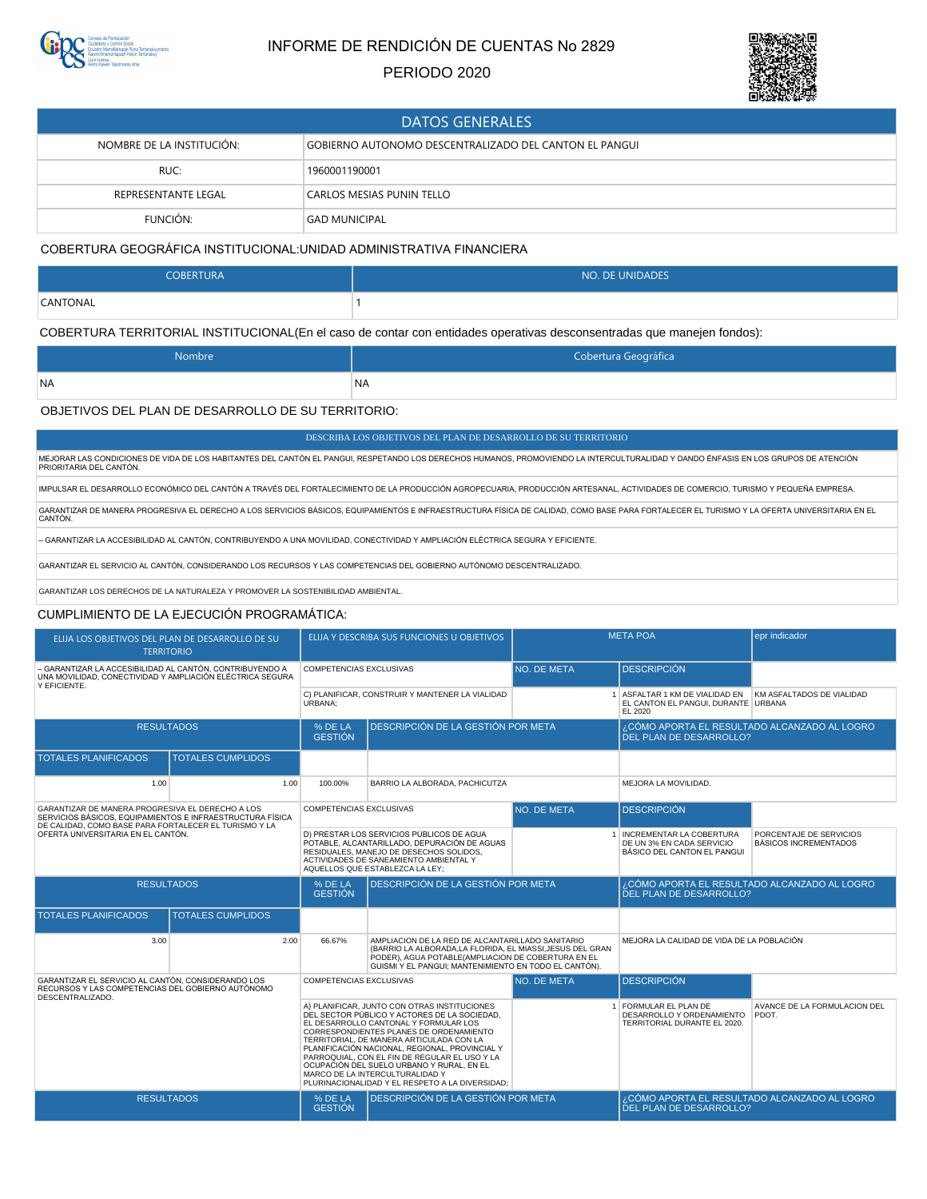# INFORME DE RENDICIÓN DE CUENTAS No 2829

## PERIODO 2020

| DATOS GENERALES | |
|---|---|
| NOMBRE DE LA INSTITUCIÓN: | GOBIERNO AUTONOMO DESCENTRALIZADO DEL CANTON EL PANGUI |
| RUC: | 1960001190001 |
| REPRESENTANTE LEGAL | CARLOS MESIAS PUNIN TELLO |
| FUNCIÓN: | GAD MUNICIPAL |

COBERTURA GEOGRÁFICA INSTITUCIONAL:UNIDAD ADMINISTRATIVA FINANCIERA

| COBERTURA | NO. DE UNIDADES |
|---|---|
| CANTONAL | 1 |

COBERTURA TERRITORIAL INSTITUCIONAL(En el caso de contar con entidades operativas desconsentradas que manejen fondos):

| Nombre | Cobertura Geográfica |
|---|---|
| NA | NA |

OBJETIVOS DEL PLAN DE DESARROLLO DE SU TERRITORIO:

| DESCRIBA LOS OBJETIVOS DEL PLAN DE DESARROLLO DE SU TERRITORIO |
|---|
| MEJORAR LAS CONDICIONES DE VIDA DE LOS HABITANTES DEL CANTÓN EL PANGUI, RESPETANDO LOS DERECHOS HUMANOS, PROMOVIENDO LA INTERCULTURALIDAD Y DANDO ÉNFASIS EN LOS GRUPOS DE ATENCIÓN PRIORITARIA DEL CANTÓN. |
| IMPULSAR EL DESARROLLO ECONÓMICO DEL CANTÓN A TRAVÉS DEL FORTALECIMIENTO DE LA PRODUCCIÓN AGROPECUARIA, PRODUCCIÓN ARTESANAL, ACTIVIDADES DE COMERCIO, TURISMO Y PEQUEÑA EMPRESA. |
| GARANTIZAR DE MANERA PROGRESIVA EL DERECHO A LOS SERVICIOS BÁSICOS, EQUIPAMIENTOS E INFRAESTRUCTURA FÍSICA DE CALIDAD, COMO BASE PARA FORTALECER EL TURISMO Y LA OFERTA UNIVERSITARIA EN EL CANTÓN. |
| – GARANTIZAR LA ACCESIBILIDAD AL CANTÓN, CONTRIBUYENDO A UNA MOVILIDAD, CONECTIVIDAD Y AMPLIACIÓN ELÉCTRICA SEGURA Y EFICIENTE. |
| GARANTIZAR EL SERVICIO AL CANTÓN, CONSIDERANDO LOS RECURSOS Y LAS COMPETENCIAS DEL GOBIERNO AUTÓNOMO DESCENTRALIZADO. |
| GARANTIZAR LOS DERECHOS DE LA NATURALEZA Y PROMOVER LA SOSTENIBILIDAD AMBIENTAL. |

CUMPLIMIENTO DE LA EJECUCIÓN PROGRAMÁTICA:

| ELIJA LOS OBJETIVOS DEL PLAN DE DESARROLLO DE SU TERRITORIO | | ELIJA Y DESCRIBA SUS FUNCIONES U OBJETIVOS | | META POA | | epr indicador |
|---|---|---|---|---|---|---|
| – GARANTIZAR LA ACCESIBILIDAD AL CANTÓN, CONTRIBUYENDO A UNA MOVILIDAD, CONECTIVIDAD Y AMPLIACIÓN ELÉCTRICA SEGURA Y EFICIENTE. | | COMPETENCIAS EXCLUSIVAS | | NO. DE META | DESCRIPCIÓN | |
| | | C) PLANIFICAR, CONSTRUIR Y MANTENER LA VIALIDAD URBANA; | | 1 | ASFALTAR 1 KM DE VIALIDAD EN EL CANTON EL PANGUI, DURANTE EL 2020 | KM ASFALTADOS DE VIALIDAD URBANA |
| RESULTADOS | | % DE LA GESTIÓN | DESCRIPCIÓN DE LA GESTIÓN POR META | | ¿CÓMO APORTA EL RESULTADO ALCANZADO AL LOGRO DEL PLAN DE DESARROLLO? | |
| TOTALES PLANIFICADOS | TOTALES CUMPLIDOS | | | | | |
| 1.00 | 1.00 | 100.00% | BARRIO LA ALBORADA, PACHICUTZA | | MEJORA LA MOVILIDAD. | |
| GARANTIZAR DE MANERA PROGRESIVA EL DERECHO A LOS SERVICIOS BÁSICOS, EQUIPAMIENTOS E INFRAESTRUCTURA FÍSICA DE CALIDAD, COMO BASE PARA FORTALECER EL TURISMO Y LA OFERTA UNIVERSITARIA EN EL CANTÓN. | | COMPETENCIAS EXCLUSIVAS | | NO. DE META | DESCRIPCIÓN | |
| | | D) PRESTAR LOS SERVICIOS PÚBLICOS DE AGUA POTABLE, ALCANTARILLADO, DEPURACIÓN DE AGUAS RESIDUALES, MANEJO DE DESECHOS SOLIDOS, ACTIVIDADES DE SANEAMIENTO AMBIENTAL Y AQUELLOS QUE ESTABLEZCA LA LEY; | | 1 | INCREMENTAR LA COBERTURA DE UN 3% EN CADA SERVICIO BÁSICO DEL CANTON EL PANGUI | PORCENTAJE DE SERVICIOS BÁSICOS INCREMENTADOS |
| RESULTADOS | | % DE LA GESTIÓN | DESCRIPCIÓN DE LA GESTIÓN POR META | | ¿CÓMO APORTA EL RESULTADO ALCANZADO AL LOGRO DEL PLAN DE DESARROLLO? | |
| TOTALES PLANIFICADOS | TOTALES CUMPLIDOS | | | | | |
| 3.00 | 2.00 | 66.67% | AMPLIACION DE LA RED DE ALCANTARILLADO SANITARIO (BARRIO LA ALBORADA,LA FLORIDA, EL MIASSI,JESUS DEL GRAN PODER), AGUA POTABLE(AMPLIACION DE COBERTURA EN EL GUISMI Y EL PANGUI; MANTENIMIENTO EN TODO EL CANTÓN). | | MEJORA LA CALIDAD DE VIDA DE LA POBLACIÓN | |
| GARANTIZAR EL SERVICIO AL CANTÓN, CONSIDERANDO LOS RECURSOS Y LAS COMPETENCIAS DEL GOBIERNO AUTÓNOMO DESCENTRALIZADO. | | COMPETENCIAS EXCLUSIVAS | | NO. DE META | DESCRIPCIÓN | |
| | | A) PLANIFICAR, JUNTO CON OTRAS INSTITUCIONES DEL SECTOR PÚBLICO Y ACTORES DE LA SOCIEDAD, EL DESARROLLO CANTONAL Y FORMULAR LOS CORRESPONDIENTES PLANES DE ORDENAMIENTO TERRITORIAL, DE MANERA ARTICULADA CON LA PLANIFICACIÓN NACIONAL, REGIONAL, PROVINCIAL Y PARROQUIAL, CON EL FIN DE REGULAR EL USO Y LA OCUPACIÓN DEL SUELO URBANO Y RURAL, EN EL MARCO DE LA INTERCULTURALIDAD Y PLURINACIONALIDAD Y EL RESPETO A LA DIVERSIDAD; | | 1 | FORMULAR EL PLAN DE DESARROLLO Y ORDENAMIENTO TERRITORIAL DURANTE EL 2020. | AVANCE DE LA FORMULACION DEL PDOT. |
| RESULTADOS | | % DE LA GESTIÓN | DESCRIPCIÓN DE LA GESTIÓN POR META | | ¿CÓMO APORTA EL RESULTADO ALCANZADO AL LOGRO DEL PLAN DE DESARROLLO? | |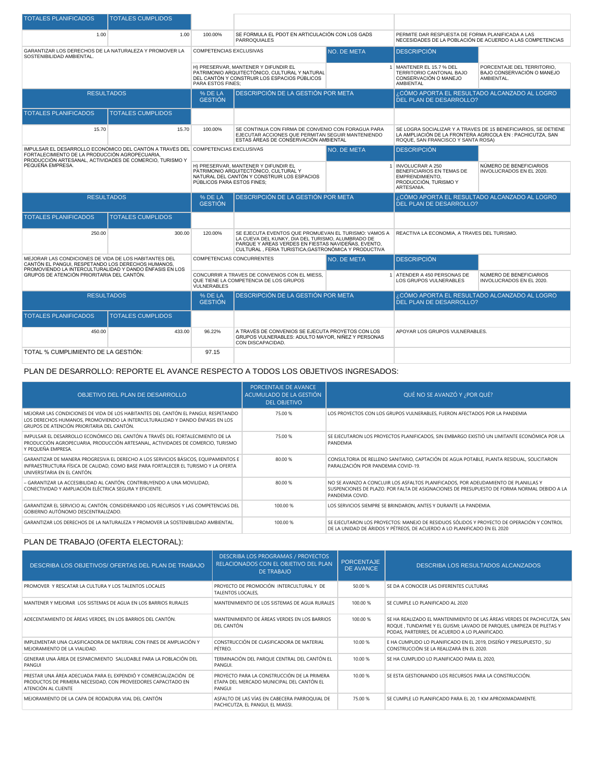| TOTALES PLANIFICADOS | TOTALES CUMPLIDOS | | | | | |
|---|---|---|---|---|---|---|
| 1.00 | 1.00 | 100.00% | SE FORMULA EL PDOT EN ARTICULACIÓN CON LOS GADS PARROQUIALES | | PERMITE DAR RESPUESTA DE FORMA PLANIFICADA A LAS NECESIDADES DE LA POBLACIÓN DE ACUERDO A LAS COMPETENCIAS | |
| GARANTIZAR LOS DERECHOS DE LA NATURALEZA Y PROMOVER LA SOSTENIBILIDAD AMBIENTAL. | | COMPETENCIAS EXCLUSIVAS | | NO. DE META | DESCRIPCIÓN | |
| | | H) PRESERVAR, MANTENER Y DIFUNDIR EL PATRIMONIO ARQUITECTÓNICO, CULTURAL Y NATURAL DEL CANTÓN Y CONSTRUIR LOS ESPACIOS PÚBLICOS PARA ESTOS FINES; | | 1 | MANTENER EL 15.7 % DEL TERRITORIO CANTONAL BAJO CONSERVACIÓN O MANEJO AMBIENTAL | PORCENTAJE DEL TERRITORIO, BAJO CONSERVACIÓN O MANEJO AMBIENTAL. |
| RESULTADOS | | % DE LA GESTIÓN | DESCRIPCIÓN DE LA GESTIÓN POR META | | ¿CÓMO APORTA EL RESULTADO ALCANZADO AL LOGRO DEL PLAN DE DESARROLLO? | |
| TOTALES PLANIFICADOS | TOTALES CUMPLIDOS | | | | | |
| 15.70 | 15.70 | 100.00% | SE CONTINUA CON FIRMA DE CONVENIO CON FORAGUA PARA EJECUTAR ACCIONES QUE PERMITAN SEGUIR MANTENIENDO ESTAS ÁREAS DE CONSERVACIÓN AMBIENTAL | | SE LOGRA SOCIALIZAR Y A TRAVES DE 15 BENEFICIARIOS, SE DETIENE LA AMPLIACIÓN DE LA FRONTERA AGRICOLA EN : PACHICUTZA, SAN ROQUE, SAN FRANCISCO Y SANTA ROSA) | |
| IMPULSAR EL DESARROLLO ECONÓMICO DEL CANTÓN A TRAVÉS DEL FORTALECIMIENTO DE LA PRODUCCIÓN AGROPECUARIA, PRODUCCIÓN ARTESANAL, ACTIVIDADES DE COMERCIO, TURISMO Y PEQUEÑA EMPRESA. | | COMPETENCIAS EXCLUSIVAS | | NO. DE META | DESCRIPCIÓN | |
| | | H) PRESERVAR, MANTENER Y DIFUNDIR EL PATRIMONIO ARQUITECTÓNICO, CULTURAL Y NATURAL DEL CANTÓN Y CONSTRUIR LOS ESPACIOS PÚBLICOS PARA ESTOS FINES; | | 1 | INVOLUCRAR A 250 BENEFICIARIOS EN TEMAS DE EMPRENDIMIENTO, PRODUCCIÓN, TURISMO Y ARTESANIA. | NÚMERO DE BENEFICIARIOS INVOLUCRADOS EN EL 2020. |
| RESULTADOS | | % DE LA GESTIÓN | DESCRIPCIÓN DE LA GESTIÓN POR META | | ¿CÓMO APORTA EL RESULTADO ALCANZADO AL LOGRO DEL PLAN DE DESARROLLO? | |
| TOTALES PLANIFICADOS | TOTALES CUMPLIDOS | | | | | |
| 250.00 | 300.00 | 120.00% | SE EJECUTA EVENTOS QUE PROMUEVAN EL TURISMO: VAMOS A LA CUEVA DEL KUNKY, DIA DEL TURISMO, ALUMBRADO DE PARQUE Y AREAS VERDES EN FIESTAS NAVIDEÑAS, EVENTO, CULTURAL , FERIA TURISTICA,GASTRONÓMICA Y PRODUCTIVA | | REACTIVA LA ECONOMIA, A TRAVES DEL TURISMO. | |
| MEJORAR LAS CONDICIONES DE VIDA DE LOS HABITANTES DEL CANTÓN EL PANGUI, RESPETANDO LOS DERECHOS HUMANOS, PROMOVIENDO LA INTERCULTURALIDAD Y DANDO ÉNFASIS EN LOS GRUPOS DE ATENCIÓN PRIORITARIA DEL CANTÓN. | | COMPETENCIAS CONCURRENTES | | NO. DE META | DESCRIPCIÓN | |
| | | CONCURRIR A TRAVES DE CONVENIOS CON EL MIESS, QUE TIENE LA COMPETENCIA DE LOS GRUPOS VULNERABLES | | 1 | ATENDER A 450 PERSONAS DE LOS GRUPOS VULNERABLES | NÚMERO DE BENEFICIARIOS INVOLUCRADOS EN EL 2020. |
| RESULTADOS | | % DE LA GESTIÓN | DESCRIPCIÓN DE LA GESTIÓN POR META | | ¿CÓMO APORTA EL RESULTADO ALCANZADO AL LOGRO DEL PLAN DE DESARROLLO? | |
| TOTALES PLANIFICADOS | TOTALES CUMPLIDOS | | | | | |
| 450.00 | 433.00 | 96.22% | A TRAVES DE CONVENIOS SE EJECUTA PROYETOS CON LOS GRUPOS VULNERABLES: ADULTO MAYOR, NIÑEZ Y PERSONAS CON DISCAPACIDAD. | | APOYAR LOS GRUPOS VULNERABLES. | |
| TOTAL % CUMPLIMIENTO DE LA GESTIÓN: | | 97.15 | | | | |

## PLAN DE DESARROLLO: REPORTE EL AVANCE RESPECTO A TODOS LOS OBJETIVOS INGRESADOS:

| OBJETIVO DEL PLAN DE DESARROLLO | PORCENTAJE DE AVANCE ACUMULADO DE LA GESTIÓN DEL OBJETIVO | QUÉ NO SE AVANZÓ Y ¿POR QUÉ? |
|---|---|---|
| MEJORAR LAS CONDICIONES DE VIDA DE LOS HABITANTES DEL CANTÓN EL PANGUI, RESPETANDO LOS DERECHOS HUMANOS, PROMOVIENDO LA INTERCULTURALIDAD Y DANDO ÉNFASIS EN LOS GRUPOS DE ATENCIÓN PRIORITARIA DEL CANTÓN. | 75.00 % | LOS PROYECTOS CON LOS GRUPOS VULNERABLES, FUERON AFECTADOS POR LA PANDEMIA |
| IMPULSAR EL DESARROLLO ECONÓMICO DEL CANTÓN A TRAVÉS DEL FORTALECIMIENTO DE LA PRODUCCIÓN AGROPECUARIA, PRODUCCIÓN ARTESANAL, ACTIVIDADES DE COMERCIO, TURISMO Y PEQUEÑA EMPRESA. | 75.00 % | SE EJECUTARON LOS PROYECTOS PLANIFICADOS, SIN EMBARGO EXISTIÓ UN LIMITANTE ECONÓMICA POR LA PANDEMIA |
| GARANTIZAR DE MANERA PROGRESIVA EL DERECHO A LOS SERVICIOS BÁSICOS, EQUIPAMIENTOS E INFRAESTRUCTURA FÍSICA DE CALIDAD, COMO BASE PARA FORTALECER EL TURISMO Y LA OFERTA UNIVERSITARIA EN EL CANTÓN. | 80.00 % | CONSULTORIA DE RELLENO SANITARIO, CAPTACIÓN DE AGUA POTABLE, PLANTA RESIDUAL, SOLICITARON PARALIZACIÓN POR PANDEMIA COVID-19. |
| – GARANTIZAR LA ACCESIBILIDAD AL CANTÓN, CONTRIBUYENDO A UNA MOVILIDAD, CONECTIVIDAD Y AMPLIACIÓN ELÉCTRICA SEGURA Y EFICIENTE. | 80.00 % | NO SE AVANZO A CONCLUIR LOS ASFALTOS PLANIFICADOS, POR ADEUDAMIENTO DE PLANILLAS Y SUSPENCIONES DE PLAZO. POR FALTA DE ASIGNACIONES DE PRESUPUESTO DE FORMA NORMAL DEBIDO A LA PANDEMIA COVID. |
| GARANTIZAR EL SERVICIO AL CANTÓN, CONSIDERANDO LOS RECURSOS Y LAS COMPETENCIAS DEL GOBIERNO AUTÓNOMO DESCENTRALIZADO. | 100.00 % | LOS SERVICIOS SIEMPRE SE BRINDARON, ANTES Y DURANTE LA PANDEMIA. |
| GARANTIZAR LOS DERECHOS DE LA NATURALEZA Y PROMOVER LA SOSTENIBILIDAD AMBIENTAL. | 100.00 % | SE EJECUTARON LOS PROYECTOS: MANEJO DE RESIDUOS SÓLIDOS Y PROYECTO DE OPERACIÓN Y CONTROL DE LA UNIDAD DE ÁRIDOS Y PÉTREOS, DE ACUERDO A LO PLANIFICADO EN EL 2020 |

## PLAN DE TRABAJO (OFERTA ELECTORAL):

| DESCRIBA LOS OBJETIVOS/ OFERTAS DEL PLAN DE TRABAJO | DESCRIBA LOS PROGRAMAS / PROYECTOS RELACIONADOS CON EL OBJETIVO DEL PLAN DE TRABAJO | PORCENTAJE DE AVANCE | DESCRIBA LOS RESULTADOS ALCANZADOS |
|---|---|---|---|
| PROMOVER Y RESCATAR LA CULTURA Y LOS TALENTOS LOCALES | PROYECTO DE PROMOCIÓN INTERCULTURAL Y DE TALENTOS LOCALES, | 50.00 % | SE DA A CONOCER LAS DIFERENTES CULTURAS |
| MANTENER Y MEJORAR LOS SISTEMAS DE AGUA EN LOS BARRIOS RURALES | MANTENIMIENTO DE LOS SISTEMAS DE AGUA RURALES | 100.00 % | SE CUMPLE LO PLANIFICADO AL 2020 |
| ADECENTAMIENTO DE ÁREAS VERDES, EN LOS BARRIOS DEL CANTÓN. | MANTENIMIENTO DE ÁREAS VERDES EN LOS BARRIOS DEL CANTÓN | 100.00 % | SE HA REALIZADO EL MANTENIMIENTO DE LAS ÁREAS VERDES DE PACHICUTZA, SAN ROQUE , TUNDAYME Y EL GUISMI; LAVADO DE PARQUES, LIMPIEZA DE PILETAS Y PODAS, PARTERRES, DE ACUERDO A LO PLANIFICADO. |
| IMPLEMENTAR UNA CLASIFICADORA DE MATERIAL CON FINES DE AMPLIACIÓN Y MEJORAMIENTO DE LA VIALIDAD. | CONSTRUCCIÓN DE CLASIFICADORA DE MATERIAL PÉTREO. | 10.00 % | E HA CUMPLIDO LO PLANIFICADO EN EL 2019, DISEÑO Y PRESUPUESTO , SU CONSTRUCCIÓN SE LA REALIZARÁ EN EL 2020. |
| GENERAR UNA ÁREA DE ESPARCIMIENTO SALUDABLE PARA LA POBLACIÓN DEL PANGUI | TERMINACIÓN DEL PARQUE CENTRAL DEL CANTÓN EL PANGUI. | 10.00 % | SE HA CUMPLIDO LO PLANIFICADO PARA EL 2020, |
| PRESTAR UNA ÁREA ADECUADA PARA EL EXPENDIO Y COMERCIALIZACIÓN DE PRODUCTOS DE PRIMERA NECESIDAD, CON PROVEEDORES CAPACITADO EN ATENCIÓN AL CLIENTE | PROYECTO PARA LA CONSTRUCCIÓN DE LA PRIMERA ETAPA DEL MERCADO MUNICIPAL DEL CANTÓN EL PANGUI | 10.00 % | SE ESTA GESTIONANDO LOS RECURSOS PARA LA CONSTRUCCIÓN. |
| MEJORAMIENTO DE LA CAPA DE RODADURA VIAL DEL CANTÓN | ASFALTO DE LAS VÍAS EN CABECERA PARROQUIAL DE PACHICUTZA, EL PANGUI, EL MIASSI. | 75.00 % | SE CUMPLE LO PLANIFICADO PARA EL 20, 1 KM APROXIMADAMENTE. |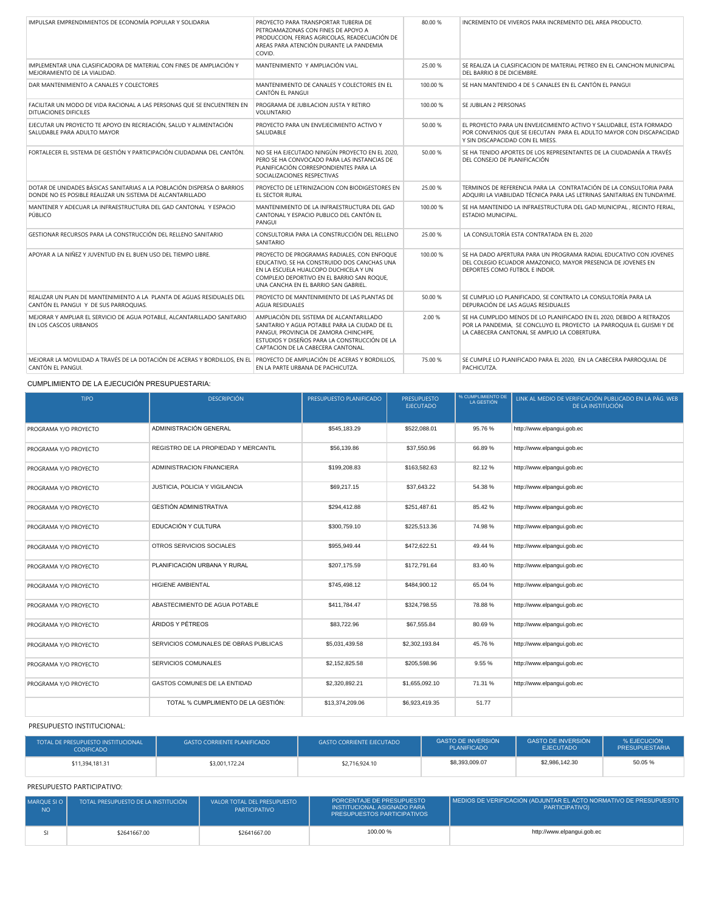| | | | |
|---|---|---|---|
| IMPULSAR EMPRENDIMIENTOS DE ECONOMÍA POPULAR Y SOLIDARIA | PROYECTO PARA TRANSPORTAR TUBERIA DE PETROAMAZONAS CON FINES DE APOYO A PRODUCCION, FERIAS AGRICOLAS, READECUACIÓN DE AREAS PARA ATENCIÓN DURANTE LA PANDEMIA COVID. | 80.00 % | INCREMENTO DE VIVEROS PARA INCREMENTO DEL AREA PRODUCTO. |
| IMPLEMENTAR UNA CLASIFICADORA DE MATERIAL CON FINES DE AMPLIACIÓN Y MEJORAMIENTO DE LA VIALIDAD. | MANTENIMIENTO Y AMPLIACIÓN VIAL. | 25.00 % | SE REALIZA LA CLASIFICACION DE MATERIAL PETREO EN EL CANCHON MUNICIPAL DEL BARRIO 8 DE DICIEMBRE. |
| DAR MANTENIMIENTO A CANALES Y COLECTORES | MANTENIMIENTO DE CANALES Y COLECTORES EN EL CANTÓN EL PANGUI | 100.00 % | SE HAN MANTENIDO 4 DE 5 CANALES EN EL CANTÓN EL PANGUI |
| FACILITAR UN MODO DE VIDA RACIONAL A LAS PERSONAS QUE SE ENCUENTREN EN DITUACIONES DIFICILES | PROGRAMA DE JUBILACION JUSTA Y RETIRO VOLUNTARIO | 100.00 % | SE JUBILAN 2 PERSONAS |
| EJECUTAR UN PROYECTO TE APOYO EN RECREACIÓN, SALUD Y ALIMENTACIÓN SALUDABLE PARA ADULTO MAYOR | PROYECTO PARA UN ENVEJECIMIENTO ACTIVO Y SALUDABLE | 50.00 % | EL PROYECTO PARA UN ENVEJECIMIENTO ACTIVO Y SALUDABLE, ESTA FORMADO POR CONVENIOS QUE SE EJECUTAN PARA EL ADULTO MAYOR CON DISCAPACIDAD Y SIN DISCAPACIDAD CON EL MIESS. |
| FORTALECER EL SISTEMA DE GESTIÓN Y PARTICIPACIÓN CIUDADANA DEL CANTÓN. | NO SE HA EJECUTADO NINGÚN PROYECTO EN EL 2020, PERO SE HA CONVOCADO PARA LAS INSTANCIAS DE PLANIFICACIÓN CORRESPONDIENTES PARA LA SOCIALIZACIONES RESPECTIVAS | 50.00 % | SE HA TENIDO APORTES DE LOS REPRESENTANTES DE LA CIUDADANÍA A TRAVÉS DEL CONSEJO DE PLANIFICACIÓN |
| DOTAR DE UNIDADES BÁSICAS SANITARIAS A LA POBLACIÓN DISPERSA O BARRIOS DONDE NO ES POSIBLE REALIZAR UN SISTEMA DE ALCANTARILLADO | PROYECTO DE LETRINIZACION CON BIODIGESTORES EN EL SECTOR RURAL | 25.00 % | TERMINOS DE REFERENCIA PARA LA CONTRATACIÓN DE LA CONSULTORIA PARA ADQUIRI LA VIABILIDAD TÉCNICA PARA LAS LETRINAS SANITARIAS EN TUNDAYME. |
| MANTENER Y ADECUAR LA INFRAESTRUCTURA DEL GAD CANTONAL Y ESPACIO PÚBLICO | MANTENIMIENTO DE LA INFRAESTRUCTURA DEL GAD CANTONAL Y ESPACIO PUBLICO DEL CANTÓN EL PANGUI | 100.00 % | SE HA MANTENIDO LA INFRAESTRUCTURA DEL GAD MUNICIPAL , RECINTO FERIAL, ESTADIO MUNICIPAL. |
| GESTIONAR RECURSOS PARA LA CONSTRUCCIÓN DEL RELLENO SANITARIO | CONSULTORIA PARA LA CONSTRUCCIÓN DEL RELLENO SANITARIO | 25.00 % | LA CONSULTORÍA ESTA CONTRATADA EN EL 2020 |
| APOYAR A LA NIÑEZ Y JUVENTUD EN EL BUEN USO DEL TIEMPO LIBRE. | PROYECTO DE PROGRAMAS RADIALES, CON ENFOQUE EDUCATIVO, SE HA CONSTRUIDO DOS CANCHAS UNA EN LA ESCUELA HUALCOPO DUCHICELA Y UN COMPLEJO DEPORTIVO EN EL BARRIO SAN ROQUE, UNA CANCHA EN EL BARRIO SAN GABRIEL. | 100.00 % | SE HA DADO APERTURA PARA UN PROGRAMA RADIAL EDUCATIVO CON JOVENES DEL COLEGIO ECUADOR AMAZONICO, MAYOR PRESENCIA DE JOVENES EN DEPORTES COMO FUTBOL E INDOR. |
| REALIZAR UN PLAN DE MANTENIMIENTO A LA PLANTA DE AGUAS RESIDUALES DEL CANTÓN EL PANGUI Y DE SUS PARROQUIAS. | PROYECTO DE MANTENIMIENTO DE LAS PLANTAS DE AGUA RESIDUALES | 50.00 % | SE CUMPLIO LO PLANIFICADO, SE CONTRATO LA CONSULTORÍA PARA LA DEPURACIÓN DE LAS AGUAS RESIDUALES |
| MEJORAR Y AMPLIAR EL SERVICIO DE AGUA POTABLE, ALCANTARILLADO SANITARIO EN LOS CASCOS URBANOS | AMPLIACIÓN DEL SISTEMA DE ALCANTARILLADO SANITARIO Y AGUA POTABLE PARA LA CIUDAD DE EL PANGUI, PROVINCIA DE ZAMORA CHINCHIPE, ESTUDIOS Y DISEÑOS PARA LA CONSTRUCCIÓN DE LA CAPTACION DE LA CABECERA CANTONAL. | 2.00 % | SE HA CUMPLIDO MENOS DE LO PLANIFICADO EN EL 2020, DEBIDO A RETRAZOS POR LA PANDEMIA, SE CONCLUYO EL PROYECTO LA PARROQUIA EL GUISMI Y DE LA CABECERA CANTONAL SE AMPLIO LA COBERTURA. |
| MEJORAR LA MOVILIDAD A TRAVÉS DE LA DOTACIÓN DE ACERAS Y BORDILLOS, EN EL CANTÓN EL PANGUI. | PROYECTO DE AMPLIACIÓN DE ACERAS Y BORDILLOS, EN LA PARTE URBANA DE PACHICUTZA. | 75.00 % | SE CUMPLE LO PLANIFICADO PARA EL 2020, EN LA CABECERA PARROQUIAL DE PACHICUTZA. |

CUMPLIMIENTO DE LA EJECUCIÓN PRESUPUESTARIA:

| TIPO | DESCRIPCIÓN | PRESUPUESTO PLANIFICADO | PRESUPUESTO EJECUTADO | % CUMPLIMIENTO DE LA GESTIÓN | LINK AL MEDIO DE VERIFICACIÓN PUBLICADO EN LA PÁG. WEB DE LA INSTITUCIÓN |
|---|---|---|---|---|---|
| PROGRAMA Y/O PROYECTO | ADMINISTRACIÓN GENERAL | $545,183.29 | $522,088.01 | 95.76 % | http://www.elpangui.gob.ec |
| PROGRAMA Y/O PROYECTO | REGISTRO DE LA PROPIEDAD Y MERCANTIL | $56,139.86 | $37,550.96 | 66.89 % | http://www.elpangui.gob.ec |
| PROGRAMA Y/O PROYECTO | ADMINISTRACION FINANCIERA | $199,208.83 | $163,582.63 | 82.12 % | http://www.elpangui.gob.ec |
| PROGRAMA Y/O PROYECTO | JUSTICIA, POLICIA Y VIGILANCIA | $69,217.15 | $37,643.22 | 54.38 % | http://www.elpangui.gob.ec |
| PROGRAMA Y/O PROYECTO | GESTIÓN ADMINISTRATIVA | $294,412.88 | $251,487.61 | 85.42 % | http://www.elpangui.gob.ec |
| PROGRAMA Y/O PROYECTO | EDUCACIÓN Y CULTURA | $300,759.10 | $225,513.36 | 74.98 % | http://www.elpangui.gob.ec |
| PROGRAMA Y/O PROYECTO | OTROS SERVICIOS SOCIALES | $955,949.44 | $472,622.51 | 49.44 % | http://www.elpangui.gob.ec |
| PROGRAMA Y/O PROYECTO | PLANIFICACION URBANA Y RURAL | $207,175.59 | $172,791.64 | 83.40 % | http://www.elpangui.gob.ec |
| PROGRAMA Y/O PROYECTO | HIGIENE AMBIENTAL | $745,498.12 | $484,900.12 | 65.04 % | http://www.elpangui.gob.ec |
| PROGRAMA Y/O PROYECTO | ABASTECIMIENTO DE AGUA POTABLE | $411,784.47 | $324,798.55 | 78.88 % | http://www.elpangui.gob.ec |
| PROGRAMA Y/O PROYECTO | ÁRIDOS Y PÉTREOS | $83,722.96 | $67,555.84 | 80.69 % | http://www.elpangui.gob.ec |
| PROGRAMA Y/O PROYECTO | SERVICIOS COMUNALES DE OBRAS PUBLICAS | $5,031,439.58 | $2,302,193.84 | 45.76 % | http://www.elpangui.gob.ec |
| PROGRAMA Y/O PROYECTO | SERVICIOS COMUNALES | $2,152,825.58 | $205,598.96 | 9.55 % | http://www.elpangui.gob.ec |
| PROGRAMA Y/O PROYECTO | GASTOS COMUNES DE LA ENTIDAD | $2,320,892.21 | $1,655,092.10 | 71.31 % | http://www.elpangui.gob.ec |
| | TOTAL % CUMPLIMIENTO DE LA GESTIÓN: | $13,374,209.06 | $6,923,419.35 | 51.77 | |

PRESUPUESTO INSTITUCIONAL:

| TOTAL DE PRESUPUESTO INSTITUCIONAL CODIFICADO | GASTO CORRIENTE PLANIFICADO | GASTO CORRIENTE EJECUTADO | GASTO DE INVERSIÓN PLANIFICADO | GASTO DE INVERSIÓN EJECUTADO | % EJECUCIÓN PRESUPUESTARIA |
|---|---|---|---|---|---|
| $11,394,181.31 | $3,001,172.24 | $2,716,924.10 | $8,393,009.07 | $2,986,142.30 | 50.05 % |

PRESUPUESTO PARTICIPATIVO:

| MARQUE SI O NO | TOTAL PRESUPUESTO DE LA INSTITUCIÓN | VALOR TOTAL DEL PRESUPUESTO PARTICIPATIVO | PORCENTAJE DE PRESUPUESTO INSTITUCIONAL ASIGNADO PARA PRESUPUESTOS PARTICIPATIVOS | MEDIOS DE VERIFICACIÓN (ADJUNTAR EL ACTO NORMATIVO DE PRESUPUESTO PARTICIPATIVO) |
|---|---|---|---|---|
| SI | $2641667.00 | $2641667.00 | 100.00 % | http://www.elpangui.gob.ec |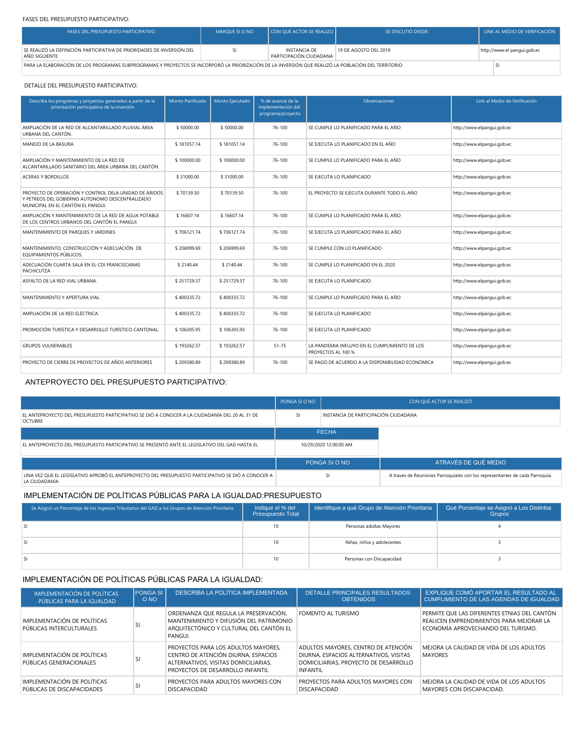FASES DEL PRESUPUESTO PARTICIPATIVO:

| FASES DEL PRESUPUESTO PARTICIPATIVO | MARQUE SI O NO | CON QUÉ ACTOR SE REALIZÓ | SE DISCUTIÓ DESDE: | LINK AL MEDIO DE VERIFICACIÓN |
|---|---|---|---|---|
| SE REALIZÓ LA DEFINICIÓN PARTICIPATIVA DE PRIORIDADES DE INVERSIÓN DEL AÑO SIGUIENTE | SI | INSTANCIA DE PARTICIPACIÓN CIUDADANA | 19 DE AGOSTO DEL 2019 | http://www.el pangui.gob.ec |
| PARA LA ELABORACIÓN DE LOS PROGRAMAS SUBPROGRAMAS Y PROYECTOS SE INCORPORÓ LA PRIORIZACIÓN DE LA INVERSIÓN QUE REALIZÓ LA POBLACIÓN DEL TERRITORIO | | | | SI |

DETALLE DEL PRESUPUESTO PARTICIPATIVO:

| Describa los programas y proyectos generados a partir de la priorización participativa de la inversión | Monto Panificado | Monto Ejecutado | % de avance de la implementación del programa/proyecto | Observaciones | Link al Medio de Verificación |
|---|---|---|---|---|---|
| AMPLIACIÓN DE LA RED DE ALCANTARILLADO PLUVIAL ÁREA URBANA DEL CANTÓN. | $ 50000.00 | $ 50000.00 | 76-100 | SE CUMPLE LO PLANIFICADO PARA EL AÑO | http://www.elpangui.gob.ec |
| MANEJO DE LA BASURA | $ 181057.14 | $ 181051.14 | 76-100 | SE EJECUTA LO PLANIFICADO EN EL AÑO | http://www.elpangui.gob.ec |
| AMPLIACIÓN Y MANTENIMIENTO DE LA RED DE ALCANTARILLADO SANITARIO DEL ÁREA URBANA DEL CANTÓN. | $ 100000.00 | $ 100000.00 | 76-100 | SE CUMPLE LO PLANIFICADO PARA EL AÑO | http://www.elpangui.gob.ec |
| ACERAS Y BORDILLOS | $ 31000.00 | $ 31000.00 | 76-100 | SE EJECUTA LO PLANIFICADO | http://www.elpangui.gob.ec |
| PROYECTO DE OPERACIÓN Y CONTROL DELA UNIDAD DE ÁRIDOS Y PETREOS DEL GOBIERNO AUTONOMO DESCENTRALIZADO MUNICIPAL EN EL CANTÓN EL PANGUI. | $ 70139.50 | $ 70139.50 | 76-100 | EL PROYECTO SE EJECUTA DURANTE TODO EL AÑO | http://www.elpangui.gob.ec |
| AMPLIACIÓN Y MANTENIMIENTO DE LA RED DE AGUA POTABLE DE LOS CENTROS URBANOS DEL CANTÓN EL PANGUI. | $ 16607.14 | $ 16607.14 | 76-100 | SE CUMPLE LO PLANIFICADO PARA EL AÑO | http://www.elpangui.gob.ec |
| MANTENIMIENTO DE PARQUES Y JARDINES | $ 706121.74 | $ 706121.74 | 76-100 | SE EJECUTA LO PLANIFICADO PARA EL AÑO | http://www.elpangui.gob.ec |
| MANTENIMIENTO, CONSTRUCCIÓN Y ADECUACIÓN DE EQUIPAMIENTOS PÚBLICOS. | $ 206999.69 | $ 206999.69 | 76-100 | SE CUMPLE CON LO PLANIFICADO | http://www.elpangui.gob.ec |
| ADECUACIÓN CUARTA SALA EN EL CDI FRANCISCANAS PACHICUTZA | $ 2140.44 | $ 2140.44 | 76-100 | SE CUMPLE LO PLANIFICADO EN EL 2020 | http://www.elpangui.gob.ec |
| ASFALTO DE LA RED VIAL URBANA. | $ 251729.57 | $ 251729.57 | 76-100 | SE EJECUTA LO PLANIFICADO. | http://www.elpangui.gob.ec |
| MANTENIMIENTO Y APERTURA VIAL. | $ 400335.72 | $ 400335.72 | 76-100 | SE CUMPLE LO PLANIFICADO PARA EL AÑO | http://www.elpangui.gob.ec |
| AMPLIACIÓN DE LA RED ELÉCTRICA. | $ 400335.72 | $ 400335.72 | 76-100 | SE EJECUTA LO PLANIFICADO | http://www.elpangui.gob.ec |
| PROMOCIÓN TURÍSTICA Y DESARROLLO TURÍSTICO CANTONAL. | $ 106305.95 | $ 106305.95 | 76-100 | SE EJECUTA LO PLANIFICADO | http://www.elpangui.gob.ec |
| GRUPOS VULNERABLES | $ 193262.57 | $ 193262.57 | 51-75 | LA PANDEMIA INFLUYO EN EL CUMPLIMIENTO DE LOS PROYECTOS AL 100 % | http://www.elpangui.gob.ec |
| PROYECTO DE CIERRE DE PROYECTOS DE AÑOS ANTERIORES | $ 209380.89 | $ 209380.89 | 76-100 | SE PAGO DE ACUERDO A LA DISPONIBILIDAD ECONOMICA | http://www.elpangui.gob.ec |

## ANTEPROYECTO DEL PRESUPUESTO PARTICIPATIVO:

| | PONGA SI O NO | CON QUÉ ACTOR SE REALIZÓ |
|---|---|---|
| EL ANTEPROYECTO DEL PRESUPUESTO PARTICIPATIVO SE DIÓ A CONOCER A LA CIUDADANÍA DEL 20 AL 31 DE OCTUBRE | SI | INSTANCIA DE PARTICIPACIÓN CIUDADANA |

| | FECHA |
|---|---|
| EL ANTEPROYECTO DEL PRESUPUESTO PARTICIPATIVO SE PRESENTÓ ANTE EL LEGISLATIVO DEL GAD HASTA EL | 10/29/2020 12:00:00 AM |

| | PONGA SI O NO | ATRAVÉS DE QUÉ MEDIO |
|---|---|---|
| UNA VEZ QUE EL LEGISLATIVO APROBÓ EL ANTEPROYECTO DEL PRESUPUESTO PARTICIPATIVO SE DIÓ A CONOCER A LA CIUDADANÍA | SI | A traves de Reuniones Parroquiales con los representantes de cada Parroquia. |

## IMPLEMENTACIÓN DE POLÍTICAS PÚBLICAS PARA LA IGUALDAD:PRESUPUESTO

| Se Asignó un Porcentaje de los Ingresos Tributarios del GAD a los Grupos de Atención Prioritaria | Indique el % del Presupuesto Total | Identifique a qué Grupo de Atención Prioritaria | Qué Porcentaje se Asignó a Los Distintos Grupos |
|---|---|---|---|
| SI | 10 | Personas adultas Mayores | 4 |
| SI | 10 | Niñas, niños y adolecentes | 3 |
| SI | 10 | Personas con Discapacidad | 3 |

## IMPLEMENTACIÓN DE POLÍTICAS PÚBLICAS PARA LA IGUALDAD:

| IMPLEMENTACIÓN DE POLÍTICAS PÚBLICAS PARA LA IGUALDAD | PONGA SI O NO | DESCRIBA LA POLÍTICA IMPLEMENTADA | DETALLE PRINCIPALES RESULTADOS OBTENIDOS | EXPLIQUE COMÓ APORTAR EL RESULTADO AL CUMPLIMIENTO DE LAS AGENDAS DE IGUALDAD |
|---|---|---|---|---|
| IMPLEMENTACIÓN DE POLÍTICAS PÚBLICAS INTERCULTURALES | SI | ORDENANZA QUE REGULA LA PRESERVACIÓN, MANTENIMIENTO Y DIFUSIÓN DEL PATRIMONIO ARQUITECTÓNICO Y CULTURAL DEL CANTÓN EL PANGUI. | FOMENTO AL TURISMO | PERMITE QUE LAS DIFERENTES ETNIAS DEL CANTÓN REALICEN EMPRENDIMIENTOS PARA MEJORAR LA ECONOMÍA APROVECHANDO DEL TURISMO. |
| IMPLEMENTACIÓN DE POLÍTICAS PÚBLICAS GENERACIONALES | SI | PROYECTOS PARA LOS ADULTOS MAYORES, CENTRO DE ATENCIÓN DIURNA, ESPACIOS ALTERNATIVOS, VISITAS DOMICILIARIAS, PROYECTOS DE DESARROLLO INFANTIL | ADULTOS MAYORES, CENTRO DE ATENCIÓN DIURNA, ESPACIOS ALTERNATIVOS, VISITAS DOMICILIARIAS, PROYECTO DE DESARROLLO INFANTIL | MEJORA LA CALIDAD DE VIDA DE LOS ADULTOS MAYORES |
| IMPLEMENTACIÓN DE POLÍTICAS PÚBLICAS DE DISCAPACIDADES | SI | PROYECTOS PARA ADULTOS MAYORES CON DISCAPACIDAD | PROYECTOS PARA ADULTOS MAYORES CON DISCAPACIDAD | MEJORA LA CALIDAD DE VIDA DE LOS ADULTOS MAYORES CON DISCAPACIDAD. |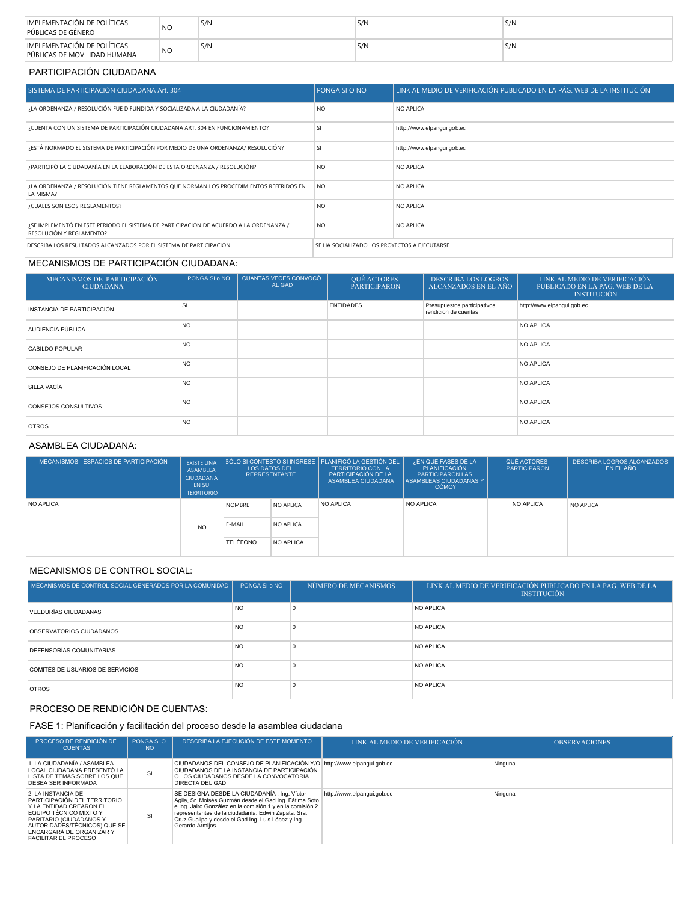| IMPLEMENTACIÓN DE POLÍTICAS PÚBLICAS DE GÉNERO | NO | S/N | S/N | S/N |
|---|---|---|---|---|
| IMPLEMENTACIÓN DE POLÍTICAS PÚBLICAS DE MOVILIDAD HUMANA | NO | S/N | S/N | S/N |

## PARTICIPACIÓN CIUDADANA

| SISTEMA DE PARTICIPACIÓN CIUDADANA Art. 304 | PONGA SI O NO | LINK AL MEDIO DE VERIFICACIÓN PUBLICADO EN LA PÁG. WEB DE LA INSTITUCIÓN |
|---|---|---|
| ¿LA ORDENANZA / RESOLUCIÓN FUE DIFUNDIDA Y SOCIALIZADA A LA CIUDADANÍA? | NO | NO APLICA |
| ¿CUENTA CON UN SISTEMA DE PARTICIPACIÓN CIUDADANA ART. 304 EN FUNCIONAMIENTO? | SI | http://www.elpangui.gob.ec |
| ¿ESTÁ NORMADO EL SISTEMA DE PARTICIPACIÓN POR MEDIO DE UNA ORDENANZA/ RESOLUCIÓN? | SI | http://www.elpangui.gob.ec |
| ¿PARTICIPÓ LA CIUDADANÍA EN LA ELABORACIÓN DE ESTA ORDENANZA / RESOLUCIÓN? | NO | NO APLICA |
| ¿LA ORDENANZA / RESOLUCIÓN TIENE REGLAMENTOS QUE NORMAN LOS PROCEDIMIENTOS REFERIDOS EN LA MISMA? | NO | NO APLICA |
| ¿CUÁLES SON ESOS REGLAMENTOS? | NO | NO APLICA |
| ¿SE IMPLEMENTÓ EN ESTE PERIODO EL SISTEMA DE PARTICIPACIÓN DE ACUERDO A LA ORDENANZA / RESOLUCIÓN Y REGLAMENTO? | NO | NO APLICA |
| DESCRIBA LOS RESULTADOS ALCANZADOS POR EL SISTEMA DE PARTICIPACIÓN | SE HA SOCIALIZADO LOS PROYECTOS A EJECUTARSE | |

## MECANISMOS DE PARTICIPACIÓN CIUDADANA:

| MECANISMOS DE PARTICIPACIÓN CIUDADANA | PONGA SI o NO | CUANTAS VECES CONVOCO AL GAD | QUÉ ACTORES PARTICIPARON | DESCRIBA LOS LOGROS ALCANZADOS EN EL AÑO | LINK AL MEDIO DE VERIFICACIÓN PUBLICADO EN LA PAG. WEB DE LA INSTITUCIÓN |
|---|---|---|---|---|---|
| INSTANCIA DE PARTICIPACIÓN | SI | | ENTIDADES | Presupuestos participativos, rendicion de cuentas | http://www.elpangui.gob.ec |
| AUDIENCIA PÚBLICA | NO | | | | NO APLICA |
| CABILDO POPULAR | NO | | | | NO APLICA |
| CONSEJO DE PLANIFICACIÓN LOCAL | NO | | | | NO APLICA |
| SILLA VACÍA | NO | | | | NO APLICA |
| CONSEJOS CONSULTIVOS | NO | | | | NO APLICA |
| OTROS | NO | | | | NO APLICA |

## ASAMBLEA CIUDADANA:

| MECANISMOS - ESPACIOS DE PARTICIPACIÓN | EXISTE UNA ASAMBLEA CIUDADANA EN SU TERRITORIO | SÓLO SI CONTESTÓ SI INGRESE LOS DATOS DEL REPRESENTANTE | | PLANIFICÓ LA GESTIÓN DEL TERRITORIO CON LA PARTICIPACIÓN DE LA ASAMBLEA CIUDADANA | ¿EN QUE FASES DE LA PLANIFICACIÓN PARTICIPARON LAS ASAMBLEAS CIUDADANAS Y CÓMO? | QUÉ ACTORES PARTICIPARON | DESCRIBA LOGROS ALCANZADOS EN EL AÑO |
|---|---|---|---|---|---|---|---|
| NO APLICA | NO | NOMBRE | NO APLICA | NO APLICA | NO APLICA | NO APLICA | NO APLICA |
| | | E-MAIL | NO APLICA | | | | |
| | | TELÉFONO | NO APLICA | | | | |

## MECANISMOS DE CONTROL SOCIAL:

| MECANISMOS DE CONTROL SOCIAL GENERADOS POR LA COMUNIDAD | PONGA SI o NO | NÚMERO DE MECANISMOS | LINK AL MEDIO DE VERIFICACIÓN PUBLICADO EN LA PAG. WEB DE LA INSTITUCIÓN |
|---|---|---|---|
| VEEDURÍAS CIUDADANAS | NO | 0 | NO APLICA |
| OBSERVATORIOS CIUDADANOS | NO | 0 | NO APLICA |
| DEFENSORÍAS COMUNITARIAS | NO | 0 | NO APLICA |
| COMITÉS DE USUARIOS DE SERVICIOS | NO | 0 | NO APLICA |
| OTROS | NO | 0 | NO APLICA |

## PROCESO DE RENDICIÓN DE CUENTAS:

### FASE 1: Planificación y facilitación del proceso desde la asamblea ciudadana

| PROCESO DE RENDICIÓN DE CUENTAS | PONGA SI O NO | DESCRIBA LA EJECUCIÓN DE ESTE MOMENTO | LINK AL MEDIO DE VERIFICACIÓN | OBSERVACIONES |
|---|---|---|---|---|
| 1. LA CIUDADANÍA / ASAMBLEA LOCAL CIUDADANA PRESENTÓ LA LISTA DE TEMAS SOBRE LOS QUE DESEA SER INFORMADA | SI | CIUDADANOS DEL CONSEJO DE PLANIFICACIÓN Y/O CIUDADANOS DE LA INSTANCIA DE PARTICIPACIÓN O LOS CIUDADANOS DESDE LA CONVOCATORIA DIRECTA DEL GAD | http://www.elpangui.gob.ec | Ninguna |
| 2. LA INSTANCIA DE PARTICIPACIÓN DEL TERRITORIO Y LA ENTIDAD CREARON EL EQUIPO TÉCNICO MIXTO Y PARITARIO (CIUDADANOS Y AUTORIDADES/TÉCNICOS) QUE SE ENCARGARÁ DE ORGANIZAR Y FACILITAR EL PROCESO | SI | SE DESIGNA DESDE LA CIUDADANÍA : Ing. Víctor Agila, Sr. Moisés Guzmán desde el Gad Ing. Fátima Soto e Ing. Jairo González en la comisión 1 y en la comisión 2 representantes de la ciudadanía: Edwin Zapata, Sra. Cruz Guallpa y desde el Gad Ing. Luis López y Ing. Gerardo Armijos. | http://www.elpangui.gob.ec | Ninguna |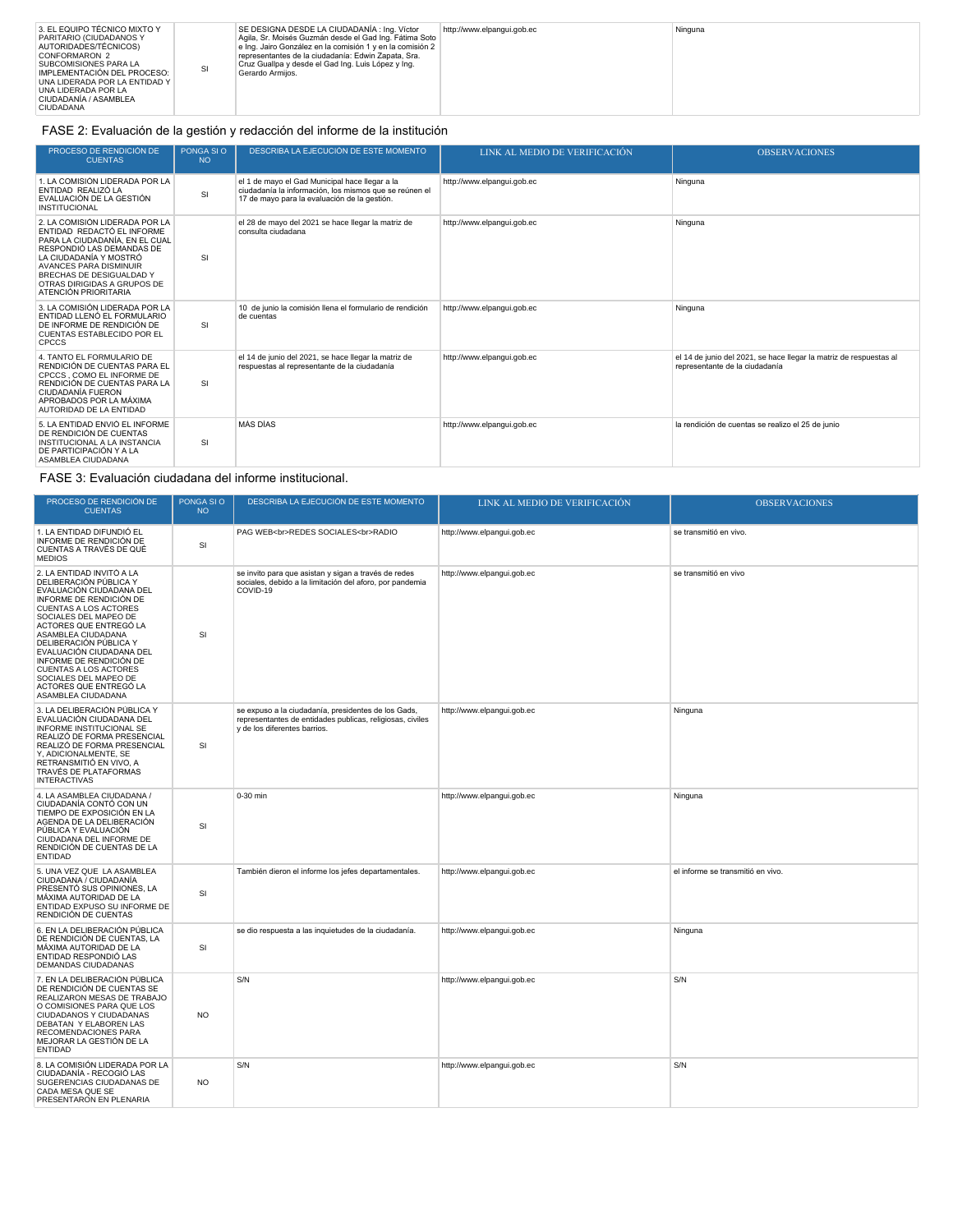| | | | | |
|---|---|---|---|---|
| 3. EL EQUIPO TÉCNICO MIXTO Y PARITARIO (CIUDADANOS Y AUTORIDADES/TÉCNICOS) CONFORMARON 2 SUBCOMISIONES PARA LA IMPLEMENTACIÓN DEL PROCESO: UNA LIDERADA POR LA ENTIDAD Y UNA LIDERADA POR LA CIUDADANÍA / ASAMBLEA CIUDADANA | SI | SE DESIGNA DESDE LA CIUDADANÍA : Ing. Víctor Agila, Sr. Moisés Guzmán desde el Gad Ing. Fátima Soto e Ing. Jairo González en la comisión 1 y en la comisión 2 representantes de la ciudadanía: Edwin Zapata, Sra. Cruz Guallpa y desde el Gad Ing. Luis López y Ing. Gerardo Armijos. | http://www.elpangui.gob.ec | Ninguna |

## FASE 2: Evaluación de la gestión y redacción del informe de la institución

| PROCESO DE RENDICIÓN DE CUENTAS | PONGA SI O NO | DESCRIBA LA EJECUCIÓN DE ESTE MOMENTO | LINK AL MEDIO DE VERIFICACIÓN | OBSERVACIONES |
|---|---|---|---|---|
| 1. LA COMISIÓN LIDERADA POR LA ENTIDAD REALIZÓ LA EVALUACIÓN DE LA GESTIÓN INSTITUCIONAL | SI | el 1 de mayo el Gad Municipal hace llegar a la ciudadanía la información, los mismos que se reúnen el 17 de mayo para la evaluación de la gestión. | http://www.elpangui.gob.ec | Ninguna |
| 2. LA COMISIÓN LIDERADA POR LA ENTIDAD REDACTÓ EL INFORME PARA LA CIUDADANÍA, EN EL CUAL RESPONDIÓ LAS DEMANDAS DE LA CIUDADANÍA Y MOSTRÓ AVANCES PARA DISMINUIR BRECHAS DE DESIGUALDAD Y OTRAS DIRIGIDAS A GRUPOS DE ATENCIÓN PRIORITARIA | SI | el 28 de mayo del 2021 se hace llegar la matriz de consulta ciudadana | http://www.elpangui.gob.ec | Ninguna |
| 3. LA COMISIÓN LIDERADA POR LA ENTIDAD LLENÓ EL FORMULARIO DE INFORME DE RENDICIÓN DE CUENTAS ESTABLECIDO POR EL CPCCS | SI | 10 de junio la comisión llena el formulario de rendición de cuentas | http://www.elpangui.gob.ec | Ninguna |
| 4. TANTO EL FORMULARIO DE RENDICIÓN DE CUENTAS PARA EL CPCCS , COMO EL INFORME DE RENDICIÓN DE CUENTAS PARA LA CIUDADANÍA FUERON APROBADOS POR LA MÁXIMA AUTORIDAD DE LA ENTIDAD | SI | el 14 de junio del 2021, se hace llegar la matriz de respuestas al representante de la ciudadanía | http://www.elpangui.gob.ec | el 14 de junio del 2021, se hace llegar la matriz de respuestas al representante de la ciudadanía |
| 5. LA ENTIDAD ENVIÓ EL INFORME DE RENDICIÓN DE CUENTAS INSTITUCIONAL A LA INSTANCIA DE PARTICIPACIÓN Y A LA ASAMBLEA CIUDADANA | SI | MÁS DIAS | http://www.elpangui.gob.ec | la rendición de cuentas se realizo el 25 de junio |

## FASE 3: Evaluación ciudadana del informe institucional.

| PROCESO DE RENDICIÓN DE CUENTAS | PONGA SI O NO | DESCRIBA LA EJECUCIÓN DE ESTE MOMENTO | LINK AL MEDIO DE VERIFICACIÓN | OBSERVACIONES |
|---|---|---|---|---|
| 1. LA ENTIDAD DIFUNDIÓ EL INFORME DE RENDICIÓN DE CUENTAS A TRAVÉS DE QUÉ MEDIOS | SI | PAG WEB<br>REDES SOCIALES<br>RADIO | http://www.elpangui.gob.ec | se transmitió en vivo. |
| 2. LA ENTIDAD INVITÓ A LA DELIBERACIÓN PÚBLICA Y EVALUACIÓN CIUDADANA DEL INFORME DE RENDICIÓN DE CUENTAS A LOS ACTORES SOCIALES DEL MAPEO DE ACTORES QUE ENTREGÓ LA ASAMBLEA CIUDADANA DELIBERACIÓN PÚBLICA Y EVALUACIÓN CIUDADANA DEL INFORME DE RENDICIÓN DE CUENTAS A LOS ACTORES SOCIALES DEL MAPEO DE ACTORES QUE ENTREGÓ LA ASAMBLEA CIUDADANA | SI | se invito para que asistan y sigan a través de redes sociales, debido a la limitación del aforo, por pandemia COVID-19 | http://www.elpangui.gob.ec | se transmitió en vivo |
| 3. LA DELIBERACIÓN PÚBLICA Y EVALUACIÓN CIUDADANA DEL INFORME INSTITUCIONAL SE REALIZÓ DE FORMA PRESENCIAL REALIZÓ DE FORMA PRESENCIAL Y, ADICIONALMENTE, SE RETRANSMITIÓ EN VIVO, A TRAVÉS DE PLATAFORMAS INTERACTIVAS | SI | se expuso a la ciudadanía, presidentes de los Gads, representantes de entidades publicas, religiosas, civiles y de los diferentes barrios. | http://www.elpangui.gob.ec | Ninguna |
| 4. LA ASAMBLEA CIUDADANA / CIUDADANÍA CONTÓ CON UN TIEMPO DE EXPOSICIÓN EN LA AGENDA DE LA DELIBERACIÓN PÚBLICA Y EVALUACIÓN CIUDADANA DEL INFORME DE RENDICIÓN DE CUENTAS DE LA ENTIDAD | SI | 0-30 min | http://www.elpangui.gob.ec | Ninguna |
| 5. UNA VEZ QUE LA ASAMBLEA CIUDADANA / CIUDADANÍA PRESENTÓ SUS OPINIONES, LA MÁXIMA AUTORIDAD DE LA ENTIDAD EXPUSO SU INFORME DE RENDICIÓN DE CUENTAS | SI | También dieron el informe los jefes departamentales. | http://www.elpangui.gob.ec | el informe se transmitió en vivo. |
| 6. EN LA DELIBERACIÓN PÚBLICA DE RENDICIÓN DE CUENTAS, LA MÁXIMA AUTORIDAD DE LA ENTIDAD RESPONDIÓ LAS DEMANDAS CIUDADANAS | SI | se dio respuesta a las inquietudes de la ciudadanía. | http://www.elpangui.gob.ec | Ninguna |
| 7. EN LA DELIBERACIÓN PÚBLICA DE RENDICIÓN DE CUENTAS SE REALIZARON MESAS DE TRABAJO O COMISIONES PARA QUE LOS CIUDADANOS Y CIUDADANAS DEBATAN Y ELABOREN LAS RECOMENDACIONES PARA MEJORAR LA GESTIÓN DE LA ENTIDAD | NO | S/N | http://www.elpangui.gob.ec | S/N |
| 8. LA COMISIÓN LIDERADA POR LA CIUDADANÍA - RECOGIÓ LAS SUGERENCIAS CIUDADANAS DE CADA MESA QUE SE PRESENTARON EN PLENARIA | NO | S/N | http://www.elpangui.gob.ec | S/N |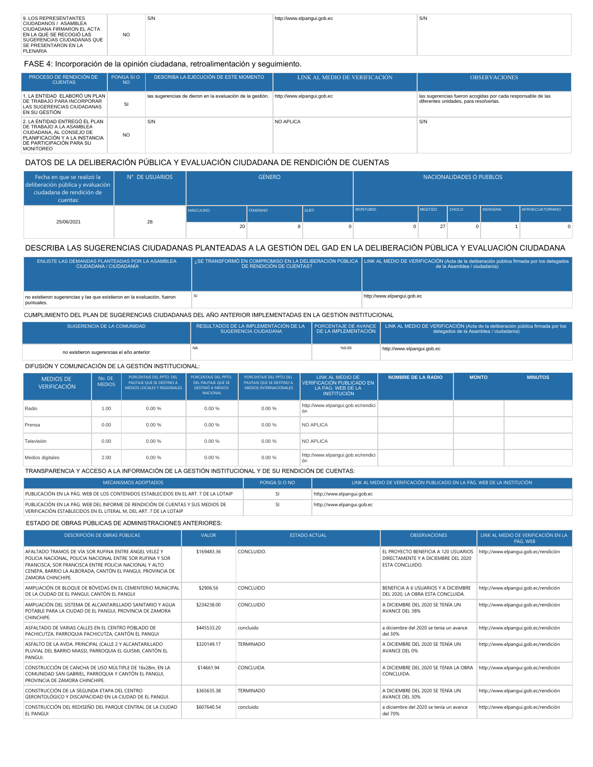| 9. LOS REPRESENTANTES CIUDADANOS / ASAMBLEA CIUDADANA FIRMARON EL ACTA EN LA QUE SE RECOGIÓ LAS SUGERENCIAS CIUDADANAS QUE SE PRESENTARON EN LA PLENARIA | NO | S/N | http://www.elpangui.gob.ec | S/N |
|---|---|---|---|---|

FASE 4: Incorporación de la opinión ciudadana, retroalimentación y seguimiento.

| PROCESO DE RENDICIÓN DE CUENTAS | PONGA SI O NO | DESCRIBA LA EJECUCIÓN DE ESTE MOMENTO | LINK AL MEDIO DE VERIFICACIÓN | OBSERVACIONES |
|---|---|---|---|---|
| 1. LA ENTIDAD ELABORÓ UN PLAN DE TRABAJO PARA INCORPORAR LAS SUGERENCIAS CIUDADANAS EN SU GESTIÓN | SI | las sugerencias de dieron en la evaluación de la gestión. | http://www.elpangui.gob.ec | las sugerencias fueron acogidas por cada responsable de las diferentes unidades, para resolverlas. |
| 2. LA ENTIDAD ENTREGÓ EL PLAN DE TRABAJO A LA ASAMBLEA CIUDADANA, AL CONSEJO DE PLANIFICACIÓN Y A LA INSTANCIA DE PARTICIPACIÓN PARA SU MONITOREO | NO | S/N | NO APLICA | S/N |

DATOS DE LA DELIBERACIÓN PÚBLICA Y EVALUACIÓN CIUDADANA DE RENDICIÓN DE CUENTAS

| Fecha en que se realizó la deliberación pública y evaluación ciudadana de rendición de cuentas: | N° DE USUARIOS | GÉNERO | | | NACIONALIDADES O PUEBLOS | | | | |
|---|---|---|---|---|---|---|---|---|---|
| | | MASCULINO | FEMENINO | GLBTI | MONTUBIO | MESTIZO | CHOLO | INDIGENA | AFROECUATORIANO |
| 25/06/2021 | 28 | 20 | 8 | 0 | 0 | 27 | 0 | 1 | 0 |

DESCRIBA LAS SUGERENCIAS CIUDADANAS PLANTEADAS A LA GESTIÓN DEL GAD EN LA DELIBERACIÓN PÚBLICA Y EVALUACIÓN CIUDADANA

| ENLISTE LAS DEMANDAS PLANTEADAS POR LA ASAMBLEA CIUDADANA / CIUDADANÍA | ¿SE TRANSFORMÓ EN COMPROMISO EN LA DELIBERACIÓN PÚBLICA DE RENDICIÓN DE CUENTAS? | LINK AL MEDIO DE VERIFICACIÓN (Acta de la deliberación pública firmada por los delegados de la Asamblea / ciudadanía) |
|---|---|---|
| no existieron sugerencias y las que existieron en la evaluación, fueron puntuales. | SI | http://www.elpangui.gob.ec |

CUMPLIMIENTO DEL PLAN DE SUGERENCIAS CIUDADANAS DEL AÑO ANTERIOR IMPLEMENTADAS EN LA GESTIÓN INSTITUCIONAL

| SUGERENCIA DE LA COMUNIDAD | RESULTADOS DE LA IMPLEMENTACIÓN DE LA SUGERENCIA CIUDADANA | PORCENTAJE DE AVANCE DE LA IMPLEMENTACIÓN | LINK AL MEDIO DE VERIFICACIÓN (Acta de la deliberación pública firmada por los delegados de la Asamblea / ciudadanía) |
|---|---|---|---|
| no existieron sugerencias el año anterior | NA | %0.00 | http://www.elpangui.gob.ec |

DIFUSIÓN Y COMUNICACIÓN DE LA GESTIÓN INSTITUCIONAL:

| MEDIOS DE VERIFICACIÓN | No. DE MEDIOS | PORCENTAJE DEL PPTO. DEL PAUTAJE QUE SE DESTINO A MEDIOS LOCALES Y REGIONALES | PORCENTAJE DEL PPTO. DEL PAUTAJE QUE SE DESTINÓ A MEDIOS NACIONAL | PORCENTAJE DEL PPTO DEL PAUTAJE QUE SE DESTINO A MEDIOS INTERNACIONALES | LINK AL MEDIO DE VERIFICACIÓN PUBLICADO EN LA PAG. WEB DE LA INSTITUCIÓN | NOMBRE DE LA RADIO | MONTO | MINUTOS |
|---|---|---|---|---|---|---|---|---|
| Radio | 1.00 | 0.00 % | 0.00 % | 0.00 % | http://www.elpangui.gob.ec/rendición | | | |
| Prensa | 0.00 | 0.00 % | 0.00 % | 0.00 % | NO APLICA | | | |
| Televisión | 0.00 | 0.00 % | 0.00 % | 0.00 % | NO APLICA | | | |
| Medios digitales | 2.00 | 0.00 % | 0.00 % | 0.00 % | http://www.elpangui.gob.ec/rendición | | | |

TRANSPARENCIA Y ACCESO A LA INFORMACIÓN DE LA GESTIÓN INSTITUCIONAL Y DE SU RENDICIÓN DE CUENTAS:

| MECANISMOS ADOPTADOS | PONGA SI O NO | LINK AL MEDIO DE VERIFICACIÓN PUBLICADO EN LA PÁG. WEB DE LA INSTITUCIÓN |
|---|---|---|
| PUBLICACIÓN EN LA PÁG. WEB DE LOS CONTENIDOS ESTABLECIDOS EN EL ART. 7 DE LA LOTAIP | SI | http://www.elpangui.gob.ec |
| PUBLICACIÓN EN LA PÁG. WEB DEL INFORME DE RENDICIÓN DE CUENTAS Y SUS MEDIOS DE VERIFICACIÓN ESTABLECIDOS EN EL LITERAL M, DEL ART. 7 DE LA LOTAIP | SI | http://www.elpangui.gob.ec |

ESTADO DE OBRAS PÚBLICAS DE ADMINISTRACIONES ANTERIORES:

| DESCRIPCIÓN DE OBRAS PÚBLICAS | VALOR | ESTADO ACTUAL | OBSERVACIONES | LINK AL MEDIO DE VERIFICACIÓN EN LA PÁG. WEB |
|---|---|---|---|---|
| AFALTADO TRAMOS DE VÍA SOR RUFINA ENTRE ÁNGEL VELEZ Y POLICIA NACIONAL, POLICIA NACIONAL ENTRE SOR RUFINA Y SOR FRANCISCA, SOR FRANCISCA ENTRE POLICIA NACIONAL Y ALTO CENEPA, BARRIO LA ALBORADA, CANTÓN EL PANGUI, PROVINCIA DE ZAMORA CHINCHIPE. | $169483.36 | CONCLUIDO. | EL PROYECTO BENEFICIA A 120 USUARIOS DIRECTAMENTE Y A DICIEMBRE DEL 2020 ESTA CONCLUIDO. | http://www.elpangui.gob.ec/rendición |
| AMPLIACIÓN DE BLOQUE DE BÓVEDAS EN EL CEMENTERIO MUNICIPAL DE LA CIUDAD DE EL PANGUI, CANTÓN EL PANGUI | $2906.56 | CONCLUIDO | BENEFICIA A 6 USUARIOS Y A DICIEMBRE DEL 2020, LA OBRA ESTA CONCLUIDA. | http://www.elpangui.gob.ec/rendición |
| AMPLIACIÓN DEL SISTEMA DE ALCANTARILLADO SANITARIO Y AGUA POTABLE PARA LA CIUDAD DE EL PANGUI, PROVINCIA DE ZAMORA CHINCHIPE. | $234238.00 | CONCLUIDO | A DICIEMBRE DEL 2020 SE TENÍA UN AVANCE DEL 38% | http://www.elpangui.gob.ec/rendición |
| ASFALTADO DE VARIAS CALLES EN EL CENTRO POBLADO DE PACHICUTZA, PARROQUIA PACHICUTZA, CANTÓN EL PANGUI | $445533.20 | concluido | a diciembre del 2020 se tenía un avance del 30% | http://www.elpangui.gob.ec/rendición |
| ASFALTO DE LA AVDA. PRINCIPAL (CALLE 2 Y ALCANTARILLADO PLUVIAL DEL BARRIO MIASSI, PARROQUIA EL GUISMI, CANTÓN EL PANGUI. | $320149.17 | TERMINADO | A DICIEMBRE DEL 2020 SE TENÍA UN AVANCE DEL 0% | http://www.elpangui.gob.ec/rendición |
| CONSTRUCCIÓN DE CANCHA DE USO MÚLTIPLE DE 16x28m, EN LA COMUNIDAD SAN GABRIEL, PARROQUIA Y CANTÓN EL PANGUI, PROVINCIA DE ZAMORA CHINCHIPE. | $14661.94 | CONCLUIDA | A DICIEMBRE DEL 2020 SE TENIA LA OBRA CONCLUIDA. | http://www.elpangui.gob.ec/rendición |
| CONSTRUCCIÓN DE LA SEGUNDA ETAPA DEL CENTRO GERONTOLÓGICO Y DISCAPACIDAD EN LA CIUDAD DE EL PANGUI. | $365635.38 | TERMINADO | A DICIEMBRE DEL 2020 SE TENÍA UN AVANCE DEL 30% | http://www.elpangui.gob.ec/rendición |
| CONSTRUCCIÓN DEL REDISEÑO DEL PARQUE CENTRAL DE LA CIUDAD EL PANGUI | $607640.54 | concluido | a diciembre del 2020 se tenia un avance del 70% | http://www.elpangui.gob.ec/rendición |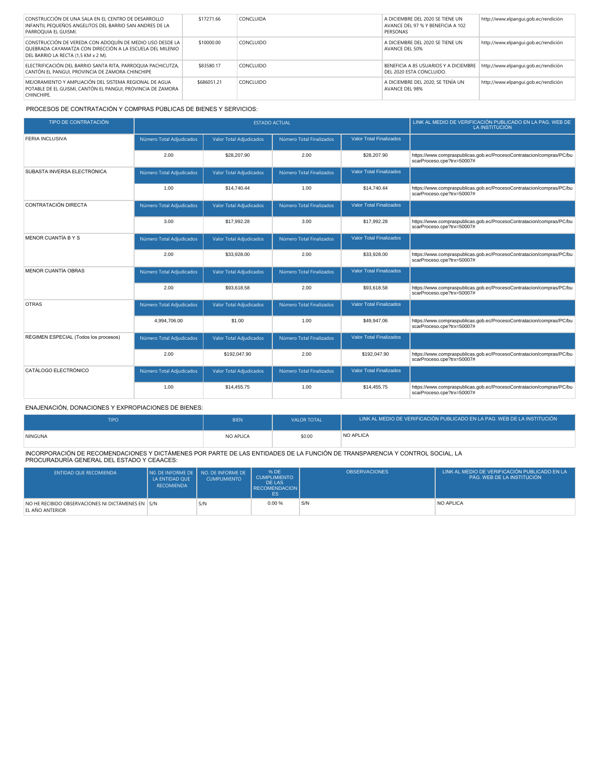| | | | | |
|---|---|---|---|---|
| CONSTRUCCIÓN DE UNA SALA EN EL CENTRO DE DESARROLLO INFANTIL PEQUEÑOS ANGELITOS DEL BARRIO SAN ANDRES DE LA PARROQUIA EL GUISMI. | $17271.66 | CONCLUIDA | A DICIEMBRE DEL 2020 SE TIENE UN AVANCE DEL 97 % Y BENEFICIA A 102 PERSONAS | http://www.elpangui.gob.ec/rendición |
| CONSTRUCCIÓN DE VEREDA CON ADOQUÍN DE MEDIO USO DESDE LA QUEBRADA CAYAMATZA CON DIRECCIÓN A LA ESCUELA DEL MILENIO DEL BARRIO LA RECTA (1,5 KM x 2 M). | $10000.00 | CONCLUIDO | A DICIEMBRE DEL 2020 SE TIENE UN AVANCE DEL 50% | http://www.elpangui.gob.ec/rendición |
| ELECTRIFICACIÓN DEL BARRIO SANTA RITA, PARROQUIA PACHICUTZA, CANTÓN EL PANGUI, PROVINCIA DE ZAMORA CHINCHIPE | $83580.17 | CONCLUIDO | BENEFICIA A 85 USUARIOS Y A DICIEMBRE DEL 2020 ESTA CONCLUIDO. | http://www.elpangui.gob.ec/rendición |
| MEJORAMIENTO Y AMPLIACIÓN DEL SISTEMA REGIONAL DE AGUA POTABLE DE EL GUISMI, CANTÓN EL PANGUI, PROVINCIA DE ZAMORA CHINCHIPE. | $686051.21 | CONCLUIDO | A DICIEMBRE DEL 2020, SE TENÍA UN AVANCE DEL 98% | http://www.elpangui.gob.ec/rendición |

PROCESOS DE CONTRATACIÓN Y COMPRAS PÚBLICAS DE BIENES Y SERVICIOS:

| TIPO DE CONTRATACIÓN | ESTADO ACTUAL | | | | LINK AL MEDIO DE VERIFICACIÓN PUBLICADO EN LA PAG. WEB DE LA INSTITUCIÓN |
|---|---|---|---|---|---|
| FERIA INCLUSIVA | Número Total Adjudicados | Valor Total Adjudicados | Número Total Finalizados | Valor Total Finalizados | |
| | 2.00 | $28,207.90 | 2.00 | $28,207.90 | https://www.compraspublicas.gob.ec/ProcesoContratacion/compras/PC/buscarProceso.cpe?trx=50007# |
| SUBASTA INVERSA ELECTRÓNICA | Número Total Adjudicados | Valor Total Adjudicados | Número Total Finalizados | Valor Total Finalizados | |
| | 1.00 | $14,740.44 | 1.00 | $14,740.44 | https://www.compraspublicas.gob.ec/ProcesoContratacion/compras/PC/buscarProceso.cpe?trx=50007# |
| CONTRATACIÓN DIRECTA | Número Total Adjudicados | Valor Total Adjudicados | Número Total Finalizados | Valor Total Finalizados | |
| | 3.00 | $17,992.28 | 3.00 | $17,992.28 | https://www.compraspublicas.gob.ec/ProcesoContratacion/compras/PC/buscarProceso.cpe?trx=50007# |
| MENOR CUANTÍA B Y S | Número Total Adjudicados | Valor Total Adjudicados | Número Total Finalizados | Valor Total Finalizados | |
| | 2.00 | $33,928.00 | 2.00 | $33,928.00 | https://www.compraspublicas.gob.ec/ProcesoContratacion/compras/PC/buscarProceso.cpe?trx=50007# |
| MENOR CUANTÍA OBRAS | Número Total Adjudicados | Valor Total Adjudicados | Número Total Finalizados | Valor Total Finalizados | |
| | 2.00 | $93,618.58 | 2.00 | $93,618.58 | https://www.compraspublicas.gob.ec/ProcesoContratacion/compras/PC/buscarProceso.cpe?trx=50007# |
| OTRAS | Número Total Adjudicados | Valor Total Adjudicados | Número Total Finalizados | Valor Total Finalizados | |
| | 4,994,706.00 | $1.00 | 1.00 | $49,947.06 | https://www.compraspublicas.gob.ec/ProcesoContratacion/compras/PC/buscarProceso.cpe?trx=50007# |
| RÉGIMEN ESPECIAL (Todos los procesos) | Número Total Adjudicados | Valor Total Adjudicados | Número Total Finalizados | Valor Total Finalizados | |
| | 2.00 | $192,047.90 | 2.00 | $192,047.90 | https://www.compraspublicas.gob.ec/ProcesoContratacion/compras/PC/buscarProceso.cpe?trx=50007# |
| CATÁLOGO ELECTRÓNICO | Número Total Adjudicados | Valor Total Adjudicados | Número Total Finalizados | Valor Total Finalizados | |
| | 1.00 | $14,455.75 | 1.00 | $14,455.75 | https://www.compraspublicas.gob.ec/ProcesoContratacion/compras/PC/buscarProceso.cpe?trx=50007# |

ENAJENACIÓN, DONACIONES Y EXPROPIACIONES DE BIENES:

| TIPO | BIEN | VALOR TOTAL | LINK AL MEDIO DE VERIFICACIÓN PUBLICADO EN LA PAG. WEB DE LA INSTITUCIÓN |
|---|---|---|---|
| NINGUNA | NO APLICA | $0.00 | NO APLICA |

INCORPORACIÓN DE RECOMENDACIONES Y DICTÁMENES POR PARTE DE LAS ENTIDADES DE LA FUNCIÓN DE TRANSPARENCIA Y CONTROL SOCIAL, LA PROCURADURÍA GENERAL DEL ESTADO Y CEAACES:

| ENTIDAD QUE RECOMIENDA | NO. DE INFORME DE LA ENTIDAD QUE RECOMIENDA | NO. DE INFORME DE CUMPLIMIENTO | % DE CUMPLIMIENTO DE LAS RECOMENDACIONES | OBSERVACIONES | LINK AL MEDIO DE VERIFICACIÓN PUBLICADO EN LA PAG. WEB DE LA INSTITUCIÓN |
|---|---|---|---|---|---|
| NO HE RECIBIDO OBSERVACIONES NI DICTÁMENES EN EL AÑO ANTERIOR | S/N | S/N | 0.00 % | S/N | NO APLICA |